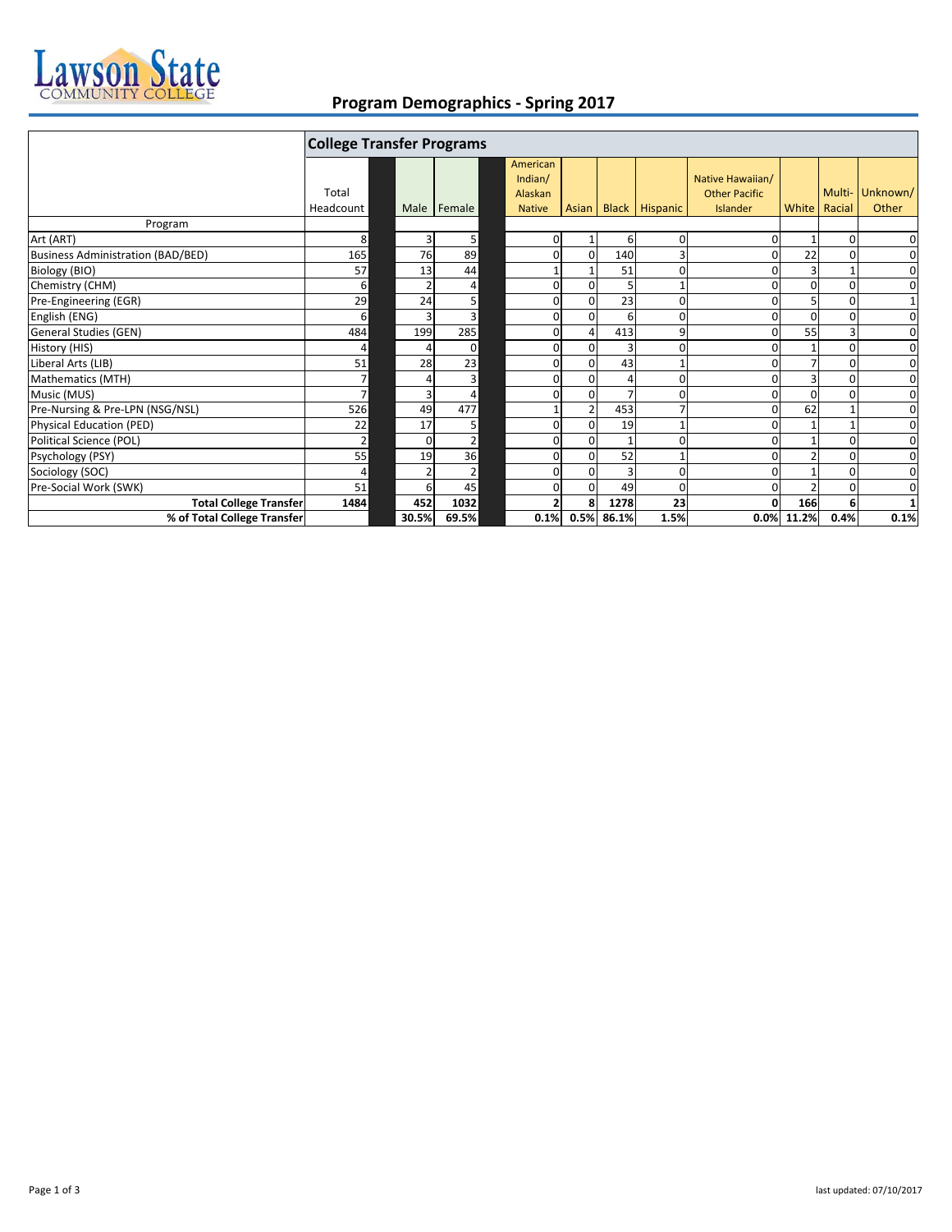# Program Demographics - Spring 2017

| Program | College Transfer Programs | | | | | | | | | |
|---|---|---|---|---|---|---|---|---|---|---|
| | Total Headcount | Male | Female | American Indian/ Alaskan Native | Asian | Black | Hispanic | Native Hawaiian/ Other Pacific Islander | White | Multi-Racial | Unknown/ Other |
| Art (ART) | 8 | 3 | 5 | 0 | 1 | 6 | 0 | 0 | 1 | 0 | 0 |
| Business Administration (BAD/BED) | 165 | 76 | 89 | 0 | 0 | 140 | 3 | 0 | 22 | 0 | 0 |
| Biology (BIO) | 57 | 13 | 44 | 1 | 1 | 51 | 0 | 0 | 3 | 1 | 0 |
| Chemistry (CHM) | 6 | 2 | 4 | 0 | 0 | 5 | 1 | 0 | 0 | 0 | 0 |
| Pre-Engineering (EGR) | 29 | 24 | 5 | 0 | 0 | 23 | 0 | 0 | 5 | 0 | 1 |
| English (ENG) | 6 | 3 | 3 | 0 | 0 | 6 | 0 | 0 | 0 | 0 | 0 |
| General Studies (GEN) | 484 | 199 | 285 | 0 | 4 | 413 | 9 | 0 | 55 | 3 | 0 |
| History (HIS) | 4 | 4 | 0 | 0 | 0 | 3 | 0 | 0 | 1 | 0 | 0 |
| Liberal Arts (LIB) | 51 | 28 | 23 | 0 | 0 | 43 | 1 | 0 | 7 | 0 | 0 |
| Mathematics (MTH) | 7 | 4 | 3 | 0 | 0 | 4 | 0 | 0 | 3 | 0 | 0 |
| Music (MUS) | 7 | 3 | 4 | 0 | 0 | 7 | 0 | 0 | 0 | 0 | 0 |
| Pre-Nursing & Pre-LPN (NSG/NSL) | 526 | 49 | 477 | 1 | 2 | 453 | 7 | 0 | 62 | 1 | 0 |
| Physical Education (PED) | 22 | 17 | 5 | 0 | 0 | 19 | 1 | 0 | 1 | 1 | 0 |
| Political Science (POL) | 2 | 0 | 2 | 0 | 0 | 1 | 0 | 0 | 1 | 0 | 0 |
| Psychology (PSY) | 55 | 19 | 36 | 0 | 0 | 52 | 1 | 0 | 2 | 0 | 0 |
| Sociology (SOC) | 4 | 2 | 2 | 0 | 0 | 3 | 0 | 0 | 1 | 0 | 0 |
| Pre-Social Work (SWK) | 51 | 6 | 45 | 0 | 0 | 49 | 0 | 0 | 2 | 0 | 0 |
| **Total College Transfer** | **1484** | **452** | **1032** | **2** | **8** | **1278** | **23** | **0** | **166** | **6** | **1** |
| **% of Total College Transfer** | | **30.5%** | **69.5%** | **0.1%** | **0.5%** | **86.1%** | **1.5%** | **0.0%** | **11.2%** | **0.4%** | **0.1%** |

last updated: 07/10/2017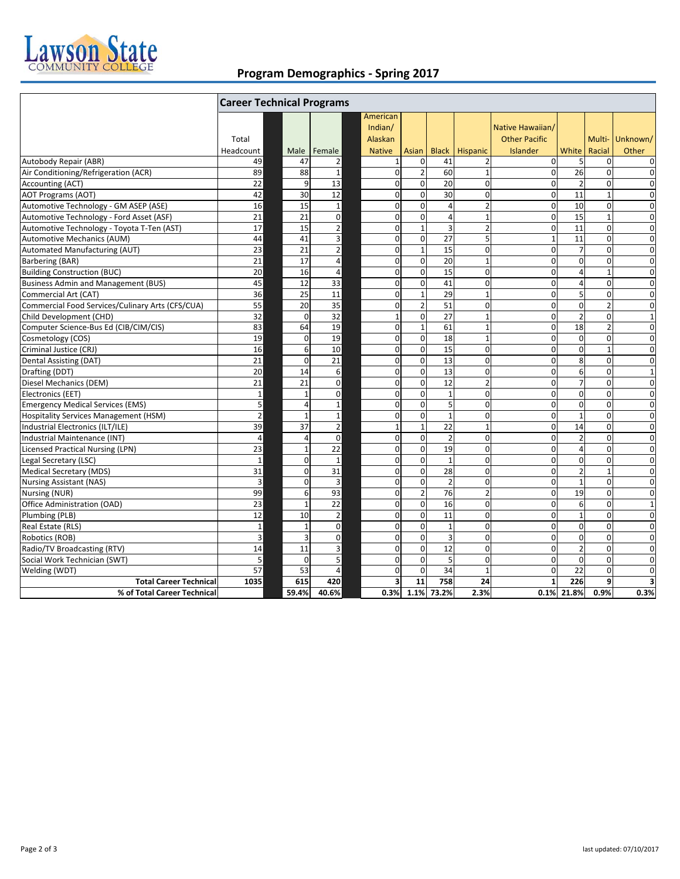## Program Demographics - Spring 2017

| | Career Technical Programs | | | | | | | | | | |
|---|---|---|---|---|---|---|---|---|---|---|---|
| | Total Headcount | Male | Female | American Indian/ Alaskan Native | Asian | Black | Hispanic | Native Hawaiian/ Other Pacific Islander | White | Multi-Racial | Unknown/ Other |
| Autobody Repair (ABR) | 49 | 47 | 2 | 1 | 0 | 41 | 2 | 0 | 5 | 0 | 0 |
| Air Conditioning/Refrigeration (ACR) | 89 | 88 | 1 | 0 | 2 | 60 | 1 | 0 | 26 | 0 | 0 |
| Accounting (ACT) | 22 | 9 | 13 | 0 | 0 | 20 | 0 | 0 | 2 | 0 | 0 |
| AOT Programs (AOT) | 42 | 30 | 12 | 0 | 0 | 30 | 0 | 0 | 11 | 1 | 0 |
| Automotive Technology - GM ASEP (ASE) | 16 | 15 | 1 | 0 | 0 | 4 | 2 | 0 | 10 | 0 | 0 |
| Automotive Technology - Ford Asset (ASF) | 21 | 21 | 0 | 0 | 0 | 4 | 1 | 0 | 15 | 1 | 0 |
| Automotive Technology - Toyota T-Ten (AST) | 17 | 15 | 2 | 0 | 1 | 3 | 2 | 0 | 11 | 0 | 0 |
| Automotive Mechanics (AUM) | 44 | 41 | 3 | 0 | 0 | 27 | 5 | 1 | 11 | 0 | 0 |
| Automated Manufacturing (AUT) | 23 | 21 | 2 | 0 | 1 | 15 | 0 | 0 | 7 | 0 | 0 |
| Barbering (BAR) | 21 | 17 | 4 | 0 | 0 | 20 | 1 | 0 | 0 | 0 | 0 |
| Building Construction (BUC) | 20 | 16 | 4 | 0 | 0 | 15 | 0 | 0 | 4 | 1 | 0 |
| Business Admin and Management (BUS) | 45 | 12 | 33 | 0 | 0 | 41 | 0 | 0 | 4 | 0 | 0 |
| Commercial Art (CAT) | 36 | 25 | 11 | 0 | 1 | 29 | 1 | 0 | 5 | 0 | 0 |
| Commercial Food Services/Culinary Arts (CFS/CUA) | 55 | 20 | 35 | 0 | 2 | 51 | 0 | 0 | 0 | 2 | 0 |
| Child Development (CHD) | 32 | 0 | 32 | 1 | 0 | 27 | 1 | 0 | 2 | 0 | 1 |
| Computer Science-Bus Ed (CIB/CIM/CIS) | 83 | 64 | 19 | 0 | 1 | 61 | 1 | 0 | 18 | 2 | 0 |
| Cosmetology (COS) | 19 | 0 | 19 | 0 | 0 | 18 | 1 | 0 | 0 | 0 | 0 |
| Criminal Justice (CRJ) | 16 | 6 | 10 | 0 | 0 | 15 | 0 | 0 | 0 | 1 | 0 |
| Dental Assisting (DAT) | 21 | 0 | 21 | 0 | 0 | 13 | 0 | 0 | 8 | 0 | 0 |
| Drafting (DDT) | 20 | 14 | 6 | 0 | 0 | 13 | 0 | 0 | 6 | 0 | 1 |
| Diesel Mechanics (DEM) | 21 | 21 | 0 | 0 | 0 | 12 | 2 | 0 | 7 | 0 | 0 |
| Electronics (EET) | 1 | 1 | 0 | 0 | 0 | 1 | 0 | 0 | 0 | 0 | 0 |
| Emergency Medical Services (EMS) | 5 | 4 | 1 | 0 | 0 | 5 | 0 | 0 | 0 | 0 | 0 |
| Hospitality Services Management (HSM) | 2 | 1 | 1 | 0 | 0 | 1 | 0 | 0 | 1 | 0 | 0 |
| Industrial Electronics (ILT/ILE) | 39 | 37 | 2 | 1 | 1 | 22 | 1 | 0 | 14 | 0 | 0 |
| Industrial Maintenance (INT) | 4 | 4 | 0 | 0 | 0 | 2 | 0 | 0 | 2 | 0 | 0 |
| Licensed Practical Nursing (LPN) | 23 | 1 | 22 | 0 | 0 | 19 | 0 | 0 | 4 | 0 | 0 |
| Legal Secretary (LSC) | 1 | 0 | 1 | 0 | 0 | 1 | 0 | 0 | 0 | 0 | 0 |
| Medical Secretary (MDS) | 31 | 0 | 31 | 0 | 0 | 28 | 0 | 0 | 2 | 1 | 0 |
| Nursing Assistant (NAS) | 3 | 0 | 3 | 0 | 0 | 2 | 0 | 0 | 1 | 0 | 0 |
| Nursing (NUR) | 99 | 6 | 93 | 0 | 2 | 76 | 2 | 0 | 19 | 0 | 0 |
| Office Administration (OAD) | 23 | 1 | 22 | 0 | 0 | 16 | 0 | 0 | 6 | 0 | 1 |
| Plumbing (PLB) | 12 | 10 | 2 | 0 | 0 | 11 | 0 | 0 | 1 | 0 | 0 |
| Real Estate (RLS) | 1 | 1 | 0 | 0 | 0 | 1 | 0 | 0 | 0 | 0 | 0 |
| Robotics (ROB) | 3 | 3 | 0 | 0 | 0 | 3 | 0 | 0 | 0 | 0 | 0 |
| Radio/TV Broadcasting (RTV) | 14 | 11 | 3 | 0 | 0 | 12 | 0 | 0 | 2 | 0 | 0 |
| Social Work Technician (SWT) | 5 | 0 | 5 | 0 | 0 | 5 | 0 | 0 | 0 | 0 | 0 |
| Welding (WDT) | 57 | 53 | 4 | 0 | 0 | 34 | 1 | 0 | 22 | 0 | 0 |
| **Total Career Technical** | **1035** | **615** | **420** | **3** | **11** | **758** | **24** | **1** | **226** | **9** | **3** |
| **% of Total Career Technical** | | **59.4%** | **40.6%** | **0.3%** | **1.1%** | **73.2%** | **2.3%** | **0.1%** | **21.8%** | **0.9%** | **0.3%** |

last updated: 07/10/2017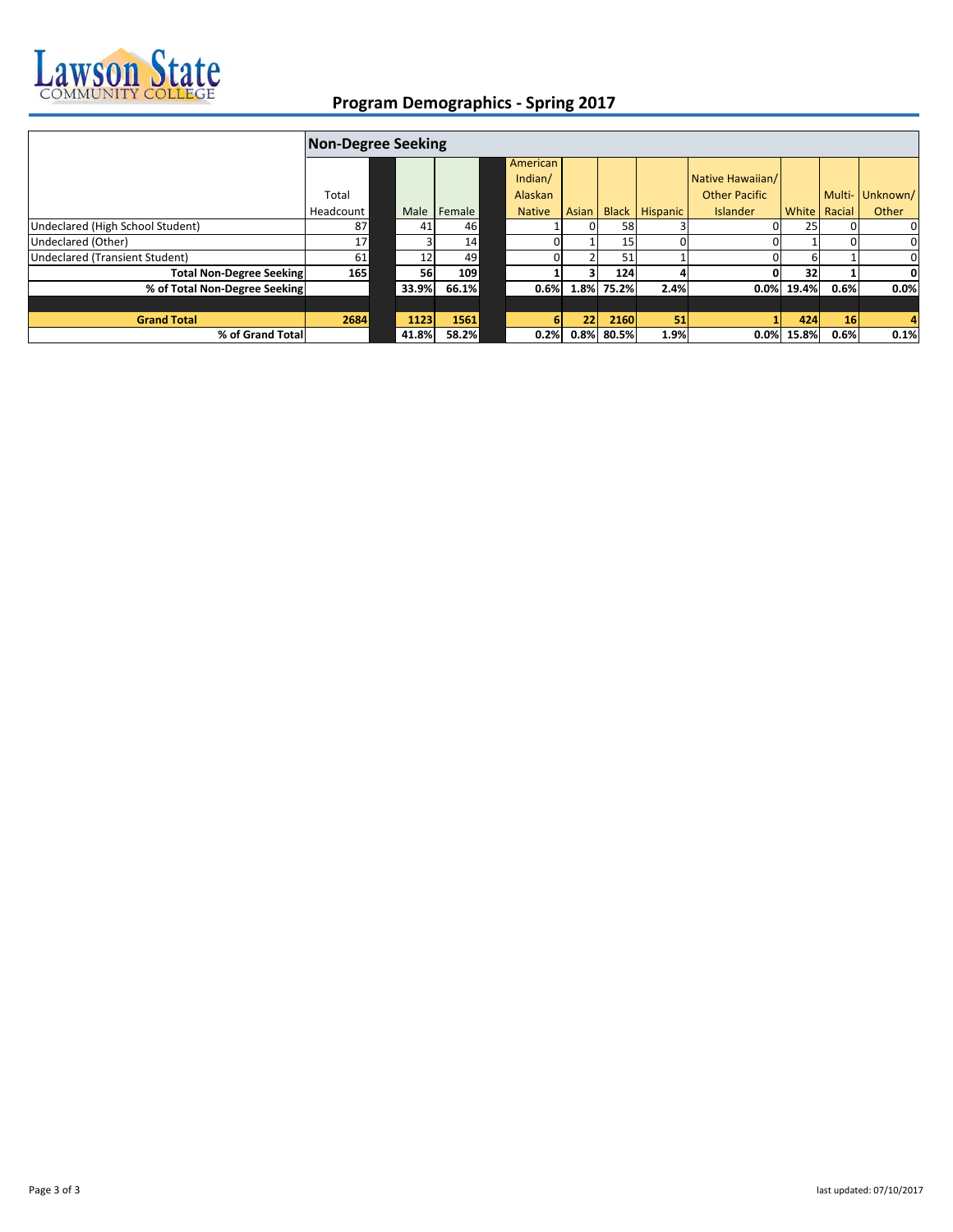Lawson State COMMUNITY COLLEGE

# Program Demographics - Spring 2017

| | Non-Degree Seeking | | | | | | | | | | |
|---|---|---|---|---|---|---|---|---|---|---|---|
| | Total Headcount | Male | Female | American Indian/ Alaskan Native | Asian | Black | Hispanic | Native Hawaiian/ Other Pacific Islander | White | Multi-Racial | Unknown/ Other |
| Undeclared (High School Student) | 87 | 41 | 46 | 1 | 0 | 58 | 3 | 0 | 25 | 0 | 0 |
| Undeclared (Other) | 17 | 3 | 14 | 0 | 1 | 15 | 0 | 0 | 1 | 0 | 0 |
| Undeclared (Transient Student) | 61 | 12 | 49 | 0 | 2 | 51 | 1 | 0 | 6 | 1 | 0 |
| **Total Non-Degree Seeking** | **165** | **56** | **109** | **1** | **3** | **124** | **4** | **0** | **32** | **1** | **0** |
| **% of Total Non-Degree Seeking** | | **33.9%** | **66.1%** | **0.6%** | **1.8%** | **75.2%** | **2.4%** | **0.0%** | **19.4%** | **0.6%** | **0.0%** |
| **Grand Total** | **2684** | **1123** | **1561** | **6** | **22** | **2160** | **51** | **1** | **424** | **16** | **4** |
| **% of Grand Total** | | **41.8%** | **58.2%** | **0.2%** | **0.8%** | **80.5%** | **1.9%** | **0.0%** | **15.8%** | **0.6%** | **0.1%** |

last updated: 07/10/2017